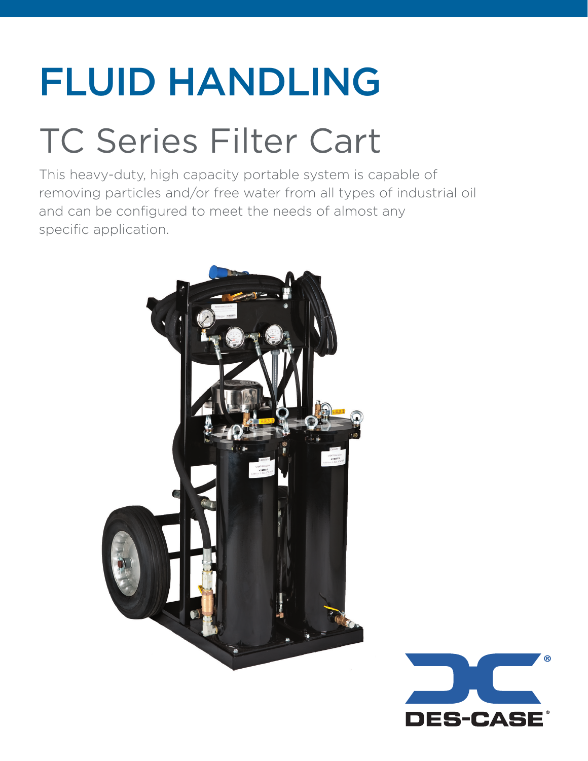# FLUID HANDLING

## TC Series Filter Cart

This heavy-duty, high capacity portable system is capable of removing particles and/or free water from all types of industrial oil and can be configured to meet the needs of almost any specific application.

DES-CASE®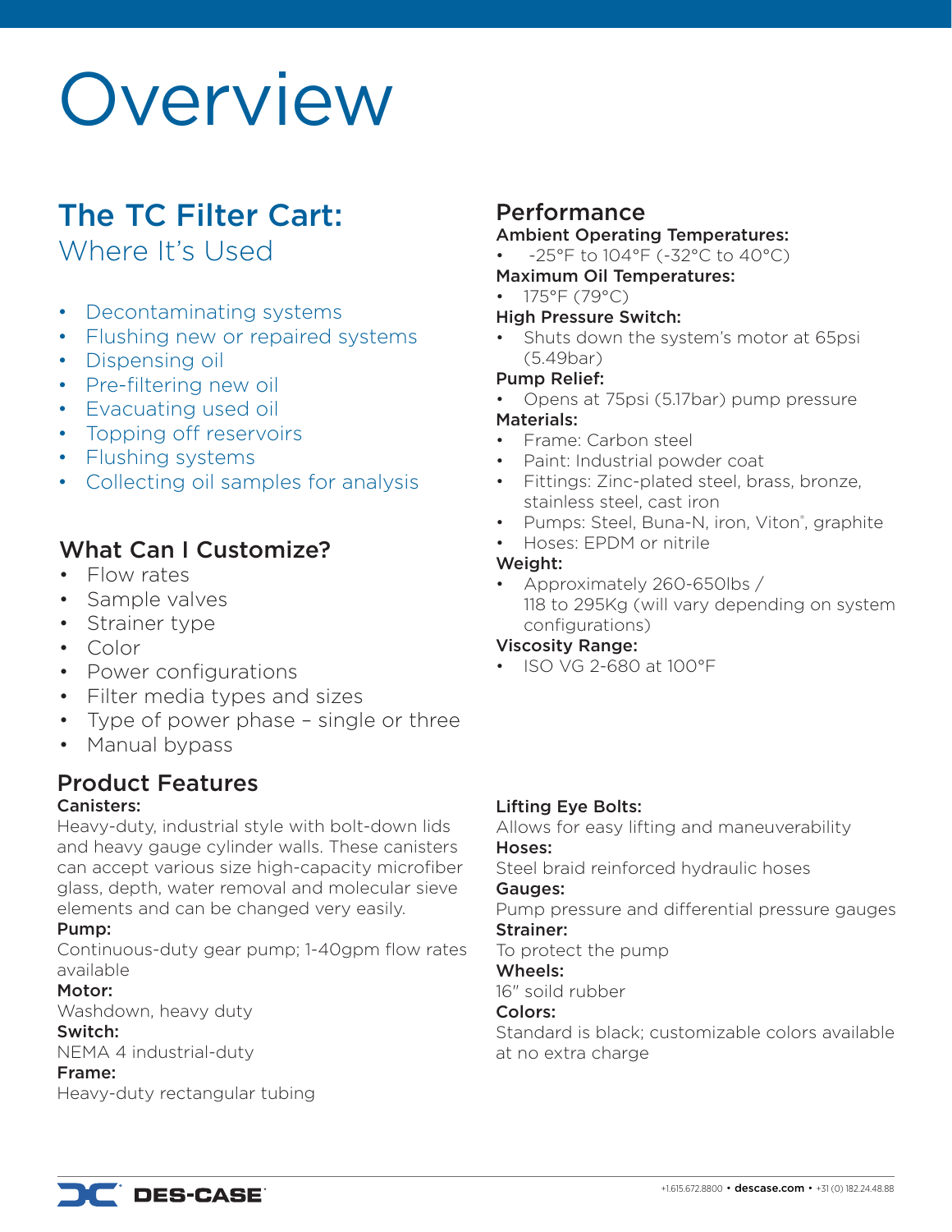# Overview

## The TC Filter Cart:

### Where It's Used

- Decontaminating systems
- Flushing new or repaired systems
- Dispensing oil
- Pre-filtering new oil
- Evacuating used oil
- Topping off reservoirs
- Flushing systems
- Collecting oil samples for analysis

## What Can I Customize?

- Flow rates
- Sample valves
- Strainer type
- Color
- Power configurations
- Filter media types and sizes
- Type of power phase – single or three
- Manual bypass

## Performance

**Ambient Operating Temperatures:**

- -25°F to 104°F (-32°C to 40°C)

**Maximum Oil Temperatures:**

- 175°F (79°C)

**High Pressure Switch:**

- Shuts down the system's motor at 65psi (5.49bar)

**Pump Relief:**

- Opens at 75psi (5.17bar) pump pressure

**Materials:**

- Frame: Carbon steel
- Paint: Industrial powder coat
- Fittings: Zinc-plated steel, brass, bronze, stainless steel, cast iron
- Pumps: Steel, Buna-N, iron, Viton®, graphite
- Hoses: EPDM or nitrile

**Weight:**

- Approximately 260-650lbs / 118 to 295Kg (will vary depending on system configurations)

**Viscosity Range:**

- ISO VG 2-680 at 100°F

## Product Features

**Canisters:**
Heavy-duty, industrial style with bolt-down lids and heavy gauge cylinder walls. These canisters can accept various size high-capacity microfiber glass, depth, water removal and molecular sieve elements and can be changed very easily.

**Pump:**
Continuous-duty gear pump; 1-40gpm flow rates available

**Motor:**
Washdown, heavy duty

**Switch:**
NEMA 4 industrial-duty

**Frame:**
Heavy-duty rectangular tubing

**Lifting Eye Bolts:**
Allows for easy lifting and maneuverability

**Hoses:**
Steel braid reinforced hydraulic hoses

**Gauges:**
Pump pressure and differential pressure gauges

**Strainer:**
To protect the pump

**Wheels:**
16" soild rubber

**Colors:**
Standard is black; customizable colors available at no extra charge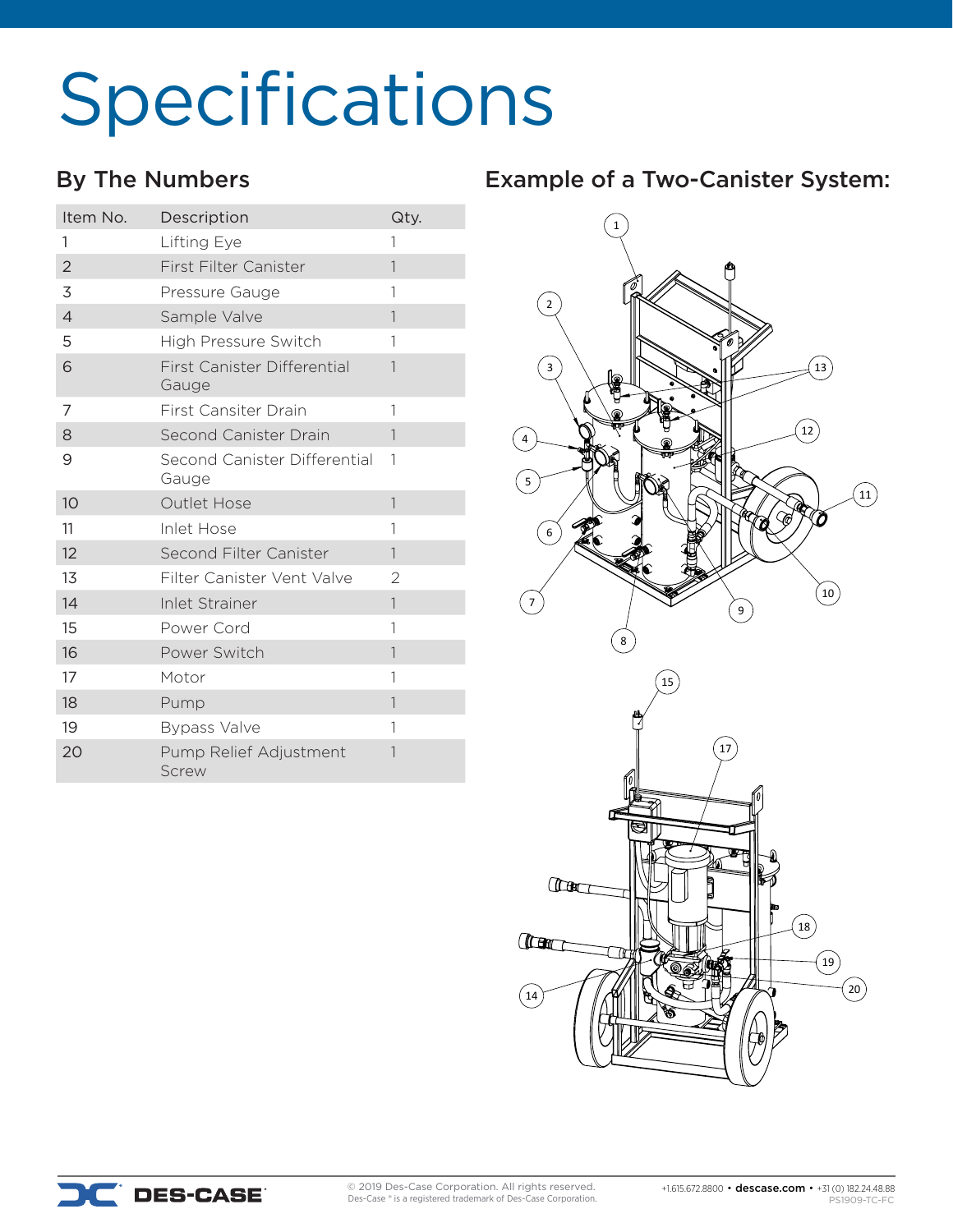# Specifications

## By The Numbers

| Item No. | Description | Qty. |
|---|---|---|
| 1 | Lifting Eye | 1 |
| 2 | First Filter Canister | 1 |
| 3 | Pressure Gauge | 1 |
| 4 | Sample Valve | 1 |
| 5 | High Pressure Switch | 1 |
| 6 | First Canister Differential Gauge | 1 |
| 7 | First Cansiter Drain | 1 |
| 8 | Second Canister Drain | 1 |
| 9 | Second Canister Differential Gauge | 1 |
| 10 | Outlet Hose | 1 |
| 11 | Inlet Hose | 1 |
| 12 | Second Filter Canister | 1 |
| 13 | Filter Canister Vent Valve | 2 |
| 14 | Inlet Strainer | 1 |
| 15 | Power Cord | 1 |
| 16 | Power Switch | 1 |
| 17 | Motor | 1 |
| 18 | Pump | 1 |
| 19 | Bypass Valve | 1 |
| 20 | Pump Relief Adjustment Screw | 1 |

## Example of a Two-Canister System:

1
2
3
4
5
6
7
8
9
10
11
12
13

15
17
18
19
20
14

DES-CASE

© 2019 Des-Case Corporation. All rights reserved.
Des-Case ® is a registered trademark of Des-Case Corporation.

+1.615.672.8800 • descase.com • +31 (0) 182.24.48.88
PS1909-TC-FC